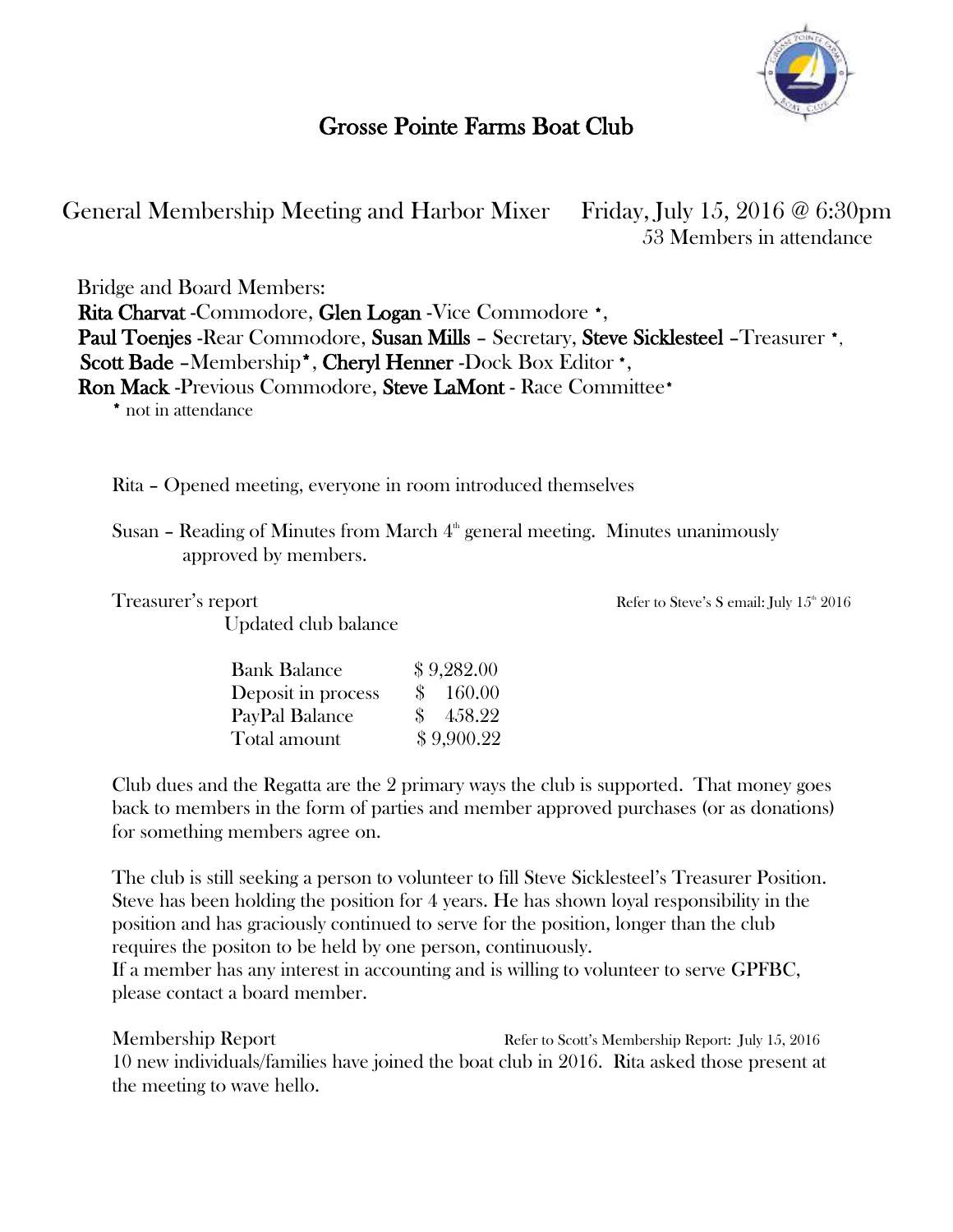# Grosse Pointe Farms Boat Club

General Membership Meeting and Harbor Mixer     Friday, July 15, 2016 @ 6:30pm
53 Members in attendance

Bridge and Board Members:
**Rita Charvat** -Commodore, **Glen Logan** -Vice Commodore *,
**Paul Toenjes** -Rear Commodore, **Susan Mills** – Secretary, **Steve Sicklesteel** –Treasurer *,
**Scott Bade** –Membership*, **Cheryl Henner** -Dock Box Editor *,
**Ron Mack** -Previous Commodore, **Steve LaMont** - Race Committee*
* not in attendance

Rita – Opened meeting, everyone in room introduced themselves

Susan – Reading of Minutes from March 4th general meeting. Minutes unanimously approved by members.

Treasurer's report     Refer to Steve's S email: July 15th 2016

Updated club balance

| | |
|---|---|
| Bank Balance | $ 9,282.00 |
| Deposit in process | $ 160.00 |
| PayPal Balance | $ 458.22 |
| Total amount | $ 9,900.22 |

Club dues and the Regatta are the 2 primary ways the club is supported. That money goes back to members in the form of parties and member approved purchases (or as donations) for something members agree on.

The club is still seeking a person to volunteer to fill Steve Sicklesteel's Treasurer Position. Steve has been holding the position for 4 years. He has shown loyal responsibility in the position and has graciously continued to serve for the position, longer than the club requires the positon to be held by one person, continuously.
If a member has any interest in accounting and is willing to volunteer to serve GPFBC, please contact a board member.

Membership Report     Refer to Scott's Membership Report: July 15, 2016
10 new individuals/families have joined the boat club in 2016. Rita asked those present at the meeting to wave hello.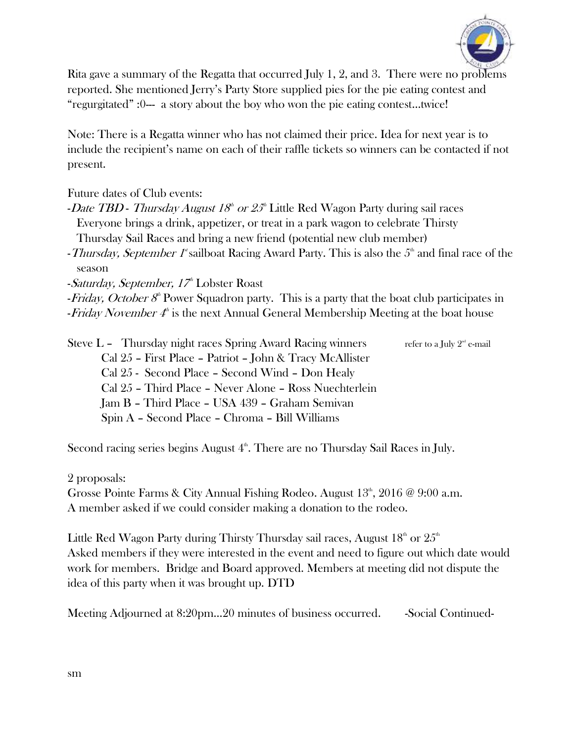Rita gave a summary of the Regatta that occurred July 1, 2, and 3. There were no problems reported. She mentioned Jerry's Party Store supplied pies for the pie eating contest and "regurgitated" :0--- a story about the boy who won the pie eating contest…twice!

Note: There is a Regatta winner who has not claimed their price. Idea for next year is to include the recipient's name on each of their raffle tickets so winners can be contacted if not present.

Future dates of Club events:

- *Date TBD - Thursday August 18th or 25th* Little Red Wagon Party during sail races
  Everyone brings a drink, appetizer, or treat in a park wagon to celebrate Thirsty Thursday Sail Races and bring a new friend (potential new club member)
- *Thursday, September 1st* sailboat Racing Award Party. This is also the 5th and final race of the season
- *Saturday, September, 17th* Lobster Roast
- *Friday, October 8th* Power Squadron party. This is a party that the boat club participates in
- *Friday November 4th* is the next Annual General Membership Meeting at the boat house

Steve L – Thursday night races Spring Award Racing winners refer to a July 2nd e-mail

Cal 25 – First Place – Patriot – John & Tracy McAllister
Cal 25 - Second Place – Second Wind – Don Healy
Cal 25 – Third Place – Never Alone – Ross Nuechterlein
Jam B – Third Place – USA 439 – Graham Semivan
Spin A – Second Place – Chroma – Bill Williams

Second racing series begins August 4th. There are no Thursday Sail Races in July.

2 proposals:
Grosse Pointe Farms & City Annual Fishing Rodeo. August 13th, 2016 @ 9:00 a.m.
A member asked if we could consider making a donation to the rodeo.

Little Red Wagon Party during Thirsty Thursday sail races, August 18th or 25th
Asked members if they were interested in the event and need to figure out which date would work for members. Bridge and Board approved. Members at meeting did not dispute the idea of this party when it was brought up. DTD

Meeting Adjourned at 8:20pm…20 minutes of business occurred. -Social Continued-

sm